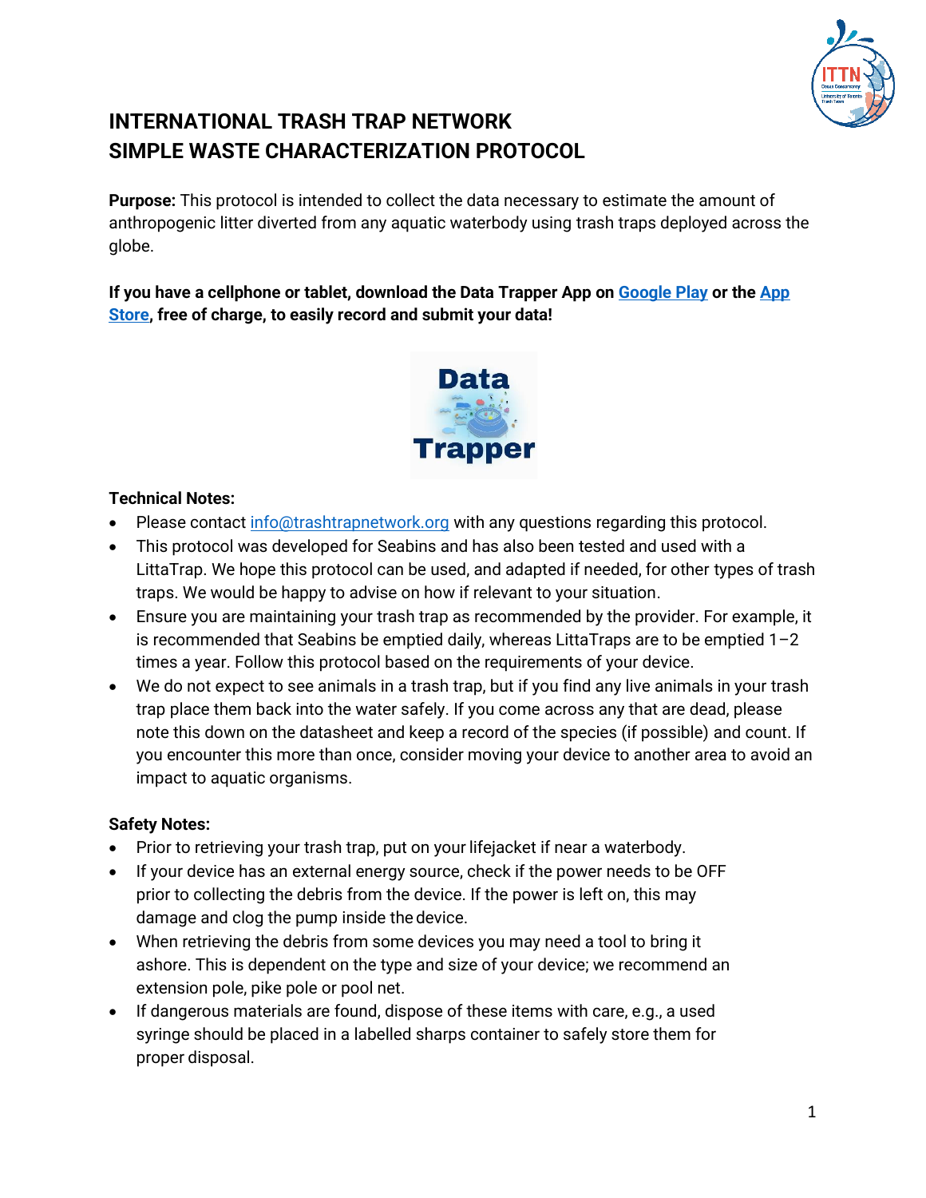# INTERNATIONAL TRASH TRAP NETWORK
# SIMPLE WASTE CHARACTERIZATION PROTOCOL

**Purpose:** This protocol is intended to collect the data necessary to estimate the amount of anthropogenic litter diverted from any aquatic waterbody using trash traps deployed across the globe.

**If you have a cellphone or tablet, download the Data Trapper App on [Google Play] or the [App Store], free of charge, to easily record and submit your data!**

### Technical Notes:

- Please contact info@trashtrapnetwork.org with any questions regarding this protocol.
- This protocol was developed for Seabins and has also been tested and used with a LittaTrap. We hope this protocol can be used, and adapted if needed, for other types of trash traps. We would be happy to advise on how if relevant to your situation.
- Ensure you are maintaining your trash trap as recommended by the provider. For example, it is recommended that Seabins be emptied daily, whereas LittaTraps are to be emptied 1–2 times a year. Follow this protocol based on the requirements of your device.
- We do not expect to see animals in a trash trap, but if you find any live animals in your trash trap place them back into the water safely. If you come across any that are dead, please note this down on the datasheet and keep a record of the species (if possible) and count. If you encounter this more than once, consider moving your device to another area to avoid an impact to aquatic organisms.

### Safety Notes:

- Prior to retrieving your trash trap, put on your lifejacket if near a waterbody.
- If your device has an external energy source, check if the power needs to be OFF prior to collecting the debris from the device. If the power is left on, this may damage and clog the pump inside the device.
- When retrieving the debris from some devices you may need a tool to bring it ashore. This is dependent on the type and size of your device; we recommend an extension pole, pike pole or pool net.
- If dangerous materials are found, dispose of these items with care, e.g., a used syringe should be placed in a labelled sharps container to safely store them for proper disposal.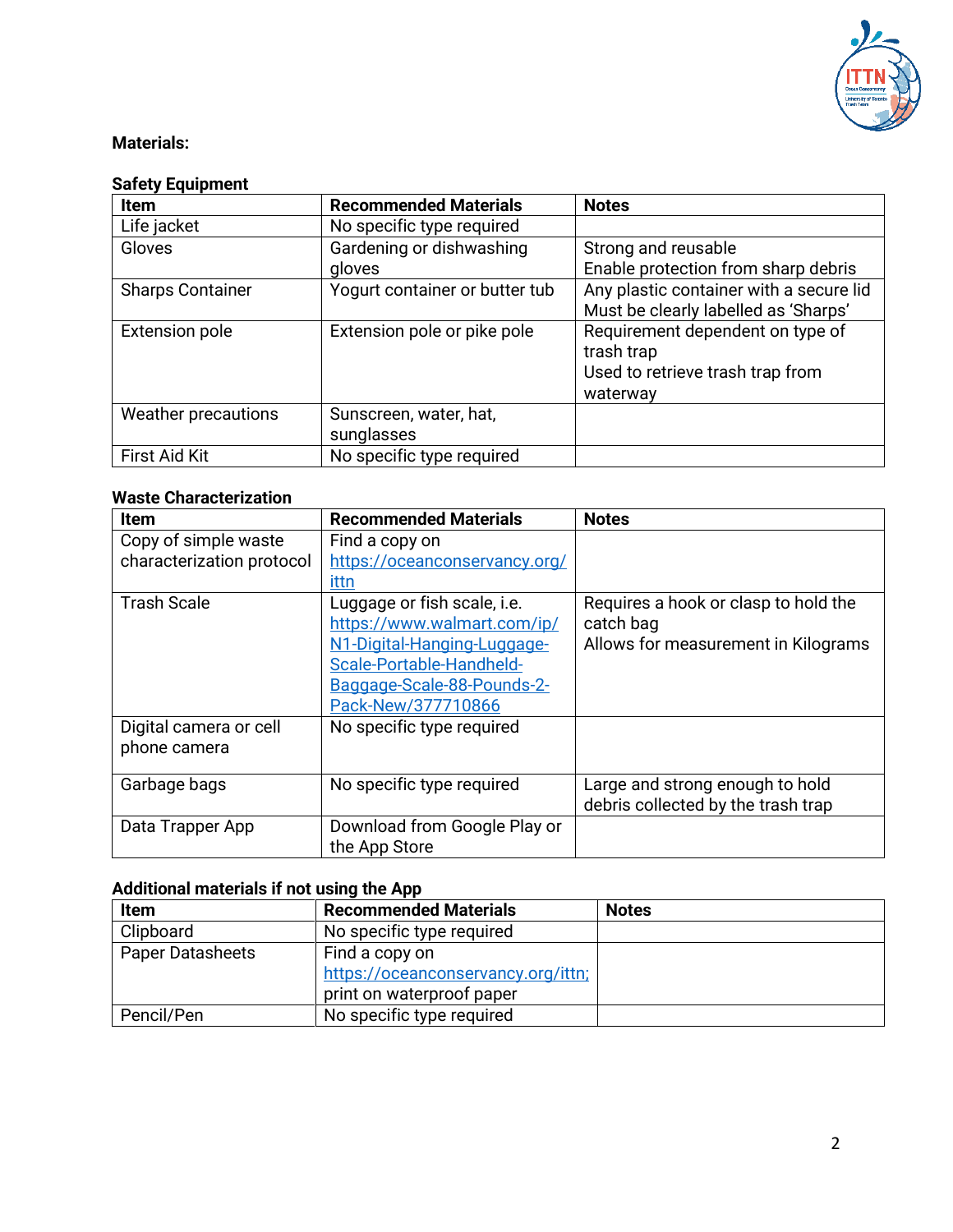**Materials:**

**Safety Equipment**

| Item | Recommended Materials | Notes |
|---|---|---|
| Life jacket | No specific type required | |
| Gloves | Gardening or dishwashing gloves | Strong and reusable<br>Enable protection from sharp debris |
| Sharps Container | Yogurt container or butter tub | Any plastic container with a secure lid<br>Must be clearly labelled as 'Sharps' |
| Extension pole | Extension pole or pike pole | Requirement dependent on type of trash trap<br>Used to retrieve trash trap from waterway |
| Weather precautions | Sunscreen, water, hat, sunglasses | |
| First Aid Kit | No specific type required | |

**Waste Characterization**

| Item | Recommended Materials | Notes |
|---|---|---|
| Copy of simple waste characterization protocol | Find a copy on https://oceanconservancy.org/ittn | |
| Trash Scale | Luggage or fish scale, i.e. https://www.walmart.com/ip/N1-Digital-Hanging-Luggage-Scale-Portable-Handheld-Baggage-Scale-88-Pounds-2-Pack-New/377710866 | Requires a hook or clasp to hold the catch bag<br>Allows for measurement in Kilograms |
| Digital camera or cell phone camera | No specific type required | |
| Garbage bags | No specific type required | Large and strong enough to hold debris collected by the trash trap |
| Data Trapper App | Download from Google Play or the App Store | |

**Additional materials if not using the App**

| Item | Recommended Materials | Notes |
|---|---|---|
| Clipboard | No specific type required | |
| Paper Datasheets | Find a copy on https://oceanconservancy.org/ittn; print on waterproof paper | |
| Pencil/Pen | No specific type required | |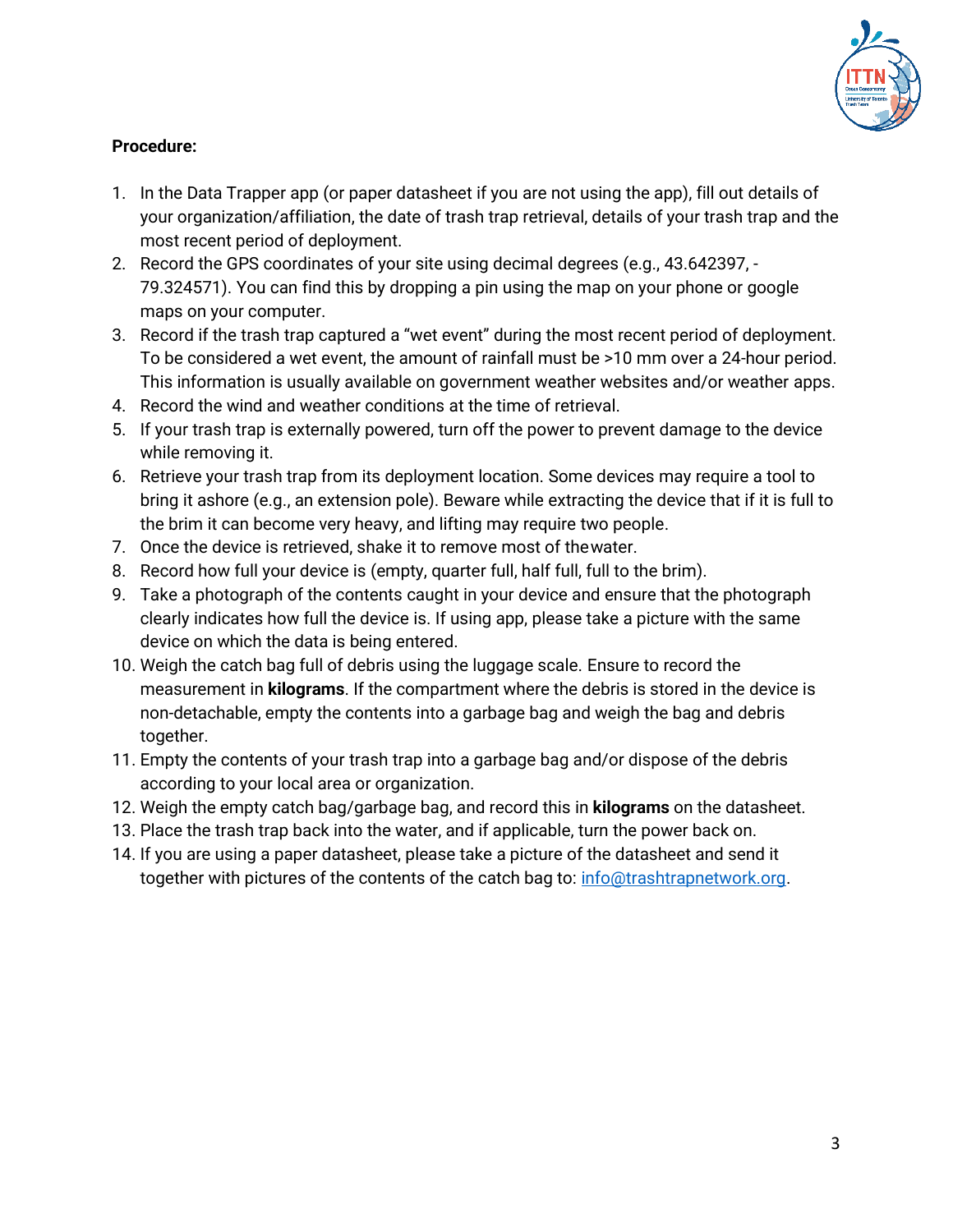**Procedure:**

1. In the Data Trapper app (or paper datasheet if you are not using the app), fill out details of your organization/affiliation, the date of trash trap retrieval, details of your trash trap and the most recent period of deployment.
2. Record the GPS coordinates of your site using decimal degrees (e.g., 43.642397, -79.324571). You can find this by dropping a pin using the map on your phone or google maps on your computer.
3. Record if the trash trap captured a "wet event" during the most recent period of deployment. To be considered a wet event, the amount of rainfall must be >10 mm over a 24-hour period. This information is usually available on government weather websites and/or weather apps.
4. Record the wind and weather conditions at the time of retrieval.
5. If your trash trap is externally powered, turn off the power to prevent damage to the device while removing it.
6. Retrieve your trash trap from its deployment location. Some devices may require a tool to bring it ashore (e.g., an extension pole). Beware while extracting the device that if it is full to the brim it can become very heavy, and lifting may require two people.
7. Once the device is retrieved, shake it to remove most of thewater.
8. Record how full your device is (empty, quarter full, half full, full to the brim).
9. Take a photograph of the contents caught in your device and ensure that the photograph clearly indicates how full the device is. If using app, please take a picture with the same device on which the data is being entered.
10. Weigh the catch bag full of debris using the luggage scale. Ensure to record the measurement in **kilograms**. If the compartment where the debris is stored in the device is non-detachable, empty the contents into a garbage bag and weigh the bag and debris together.
11. Empty the contents of your trash trap into a garbage bag and/or dispose of the debris according to your local area or organization.
12. Weigh the empty catch bag/garbage bag, and record this in **kilograms** on the datasheet.
13. Place the trash trap back into the water, and if applicable, turn the power back on.
14. If you are using a paper datasheet, please take a picture of the datasheet and send it together with pictures of the contents of the catch bag to: info@trashtrapnetwork.org.